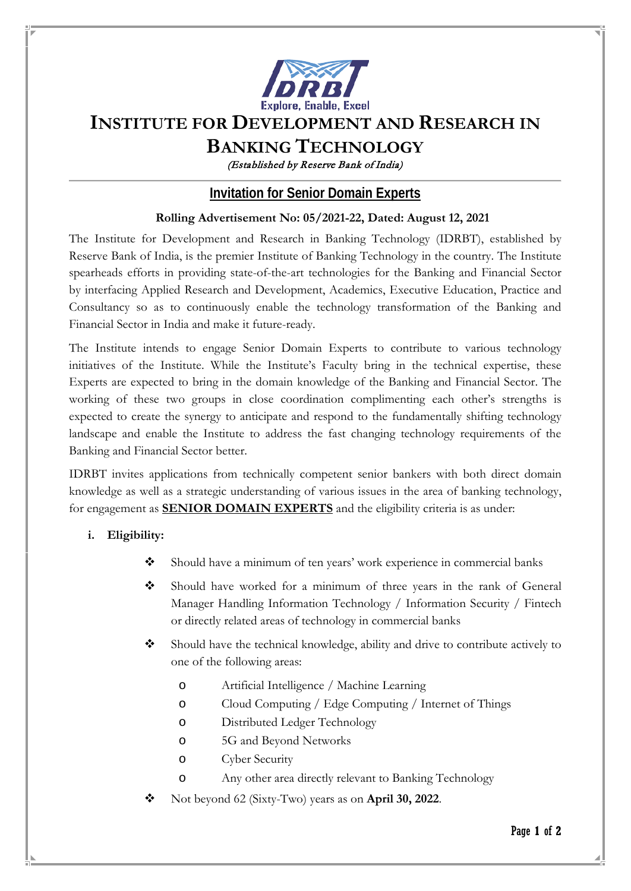IDRBT
Explore, Enable, Excel

# INSTITUTE FOR DEVELOPMENT AND RESEARCH IN BANKING TECHNOLOGY

*(Established by Reserve Bank of India)*

## Invitation for Senior Domain Experts

**Rolling Advertisement No: 05/2021-22, Dated: August 12, 2021**

The Institute for Development and Research in Banking Technology (IDRBT), established by Reserve Bank of India, is the premier Institute of Banking Technology in the country. The Institute spearheads efforts in providing state-of-the-art technologies for the Banking and Financial Sector by interfacing Applied Research and Development, Academics, Executive Education, Practice and Consultancy so as to continuously enable the technology transformation of the Banking and Financial Sector in India and make it future-ready.

The Institute intends to engage Senior Domain Experts to contribute to various technology initiatives of the Institute. While the Institute's Faculty bring in the technical expertise, these Experts are expected to bring in the domain knowledge of the Banking and Financial Sector. The working of these two groups in close coordination complimenting each other's strengths is expected to create the synergy to anticipate and respond to the fundamentally shifting technology landscape and enable the Institute to address the fast changing technology requirements of the Banking and Financial Sector better.

IDRBT invites applications from technically competent senior bankers with both direct domain knowledge as well as a strategic understanding of various issues in the area of banking technology, for engagement as **SENIOR DOMAIN EXPERTS** and the eligibility criteria is as under:

**i. Eligibility:**

- Should have a minimum of ten years' work experience in commercial banks
- Should have worked for a minimum of three years in the rank of General Manager Handling Information Technology / Information Security / Fintech or directly related areas of technology in commercial banks
- Should have the technical knowledge, ability and drive to contribute actively to one of the following areas:
  - Artificial Intelligence / Machine Learning
  - Cloud Computing / Edge Computing / Internet of Things
  - Distributed Ledger Technology
  - 5G and Beyond Networks
  - Cyber Security
  - Any other area directly relevant to Banking Technology
- Not beyond 62 (Sixty-Two) years as on **April 30, 2022**.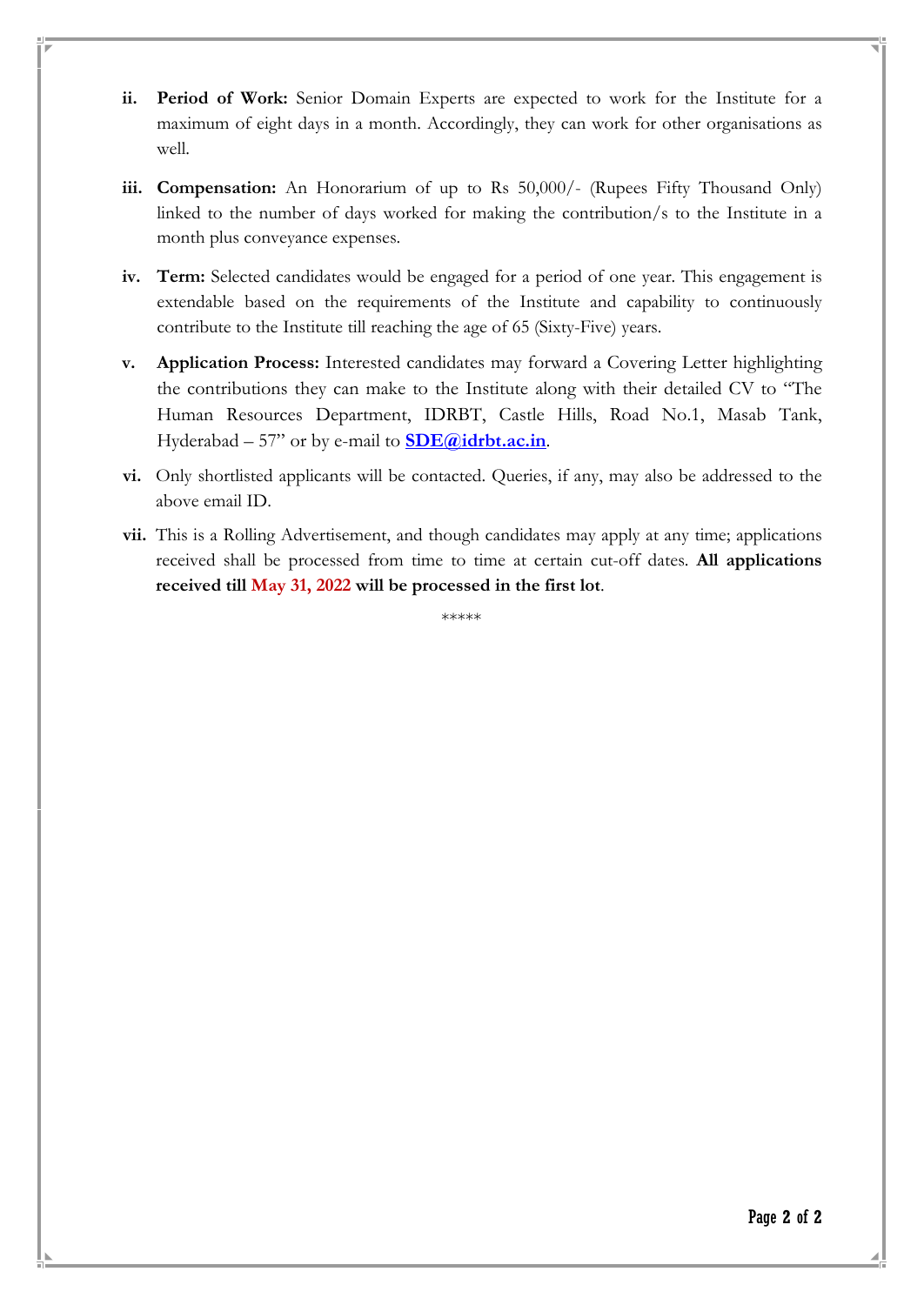ii. **Period of Work:** Senior Domain Experts are expected to work for the Institute for a maximum of eight days in a month. Accordingly, they can work for other organisations as well.

iii. **Compensation:** An Honorarium of up to Rs 50,000/- (Rupees Fifty Thousand Only) linked to the number of days worked for making the contribution/s to the Institute in a month plus conveyance expenses.

iv. **Term:** Selected candidates would be engaged for a period of one year. This engagement is extendable based on the requirements of the Institute and capability to continuously contribute to the Institute till reaching the age of 65 (Sixty-Five) years.

v. **Application Process:** Interested candidates may forward a Covering Letter highlighting the contributions they can make to the Institute along with their detailed CV to "The Human Resources Department, IDRBT, Castle Hills, Road No.1, Masab Tank, Hyderabad – 57" or by e-mail to **SDE@idrbt.ac.in**.

vi. Only shortlisted applicants will be contacted. Queries, if any, may also be addressed to the above email ID.

vii. This is a Rolling Advertisement, and though candidates may apply at any time; applications received shall be processed from time to time at certain cut-off dates. **All applications received till May 31, 2022 will be processed in the first lot**.

*****